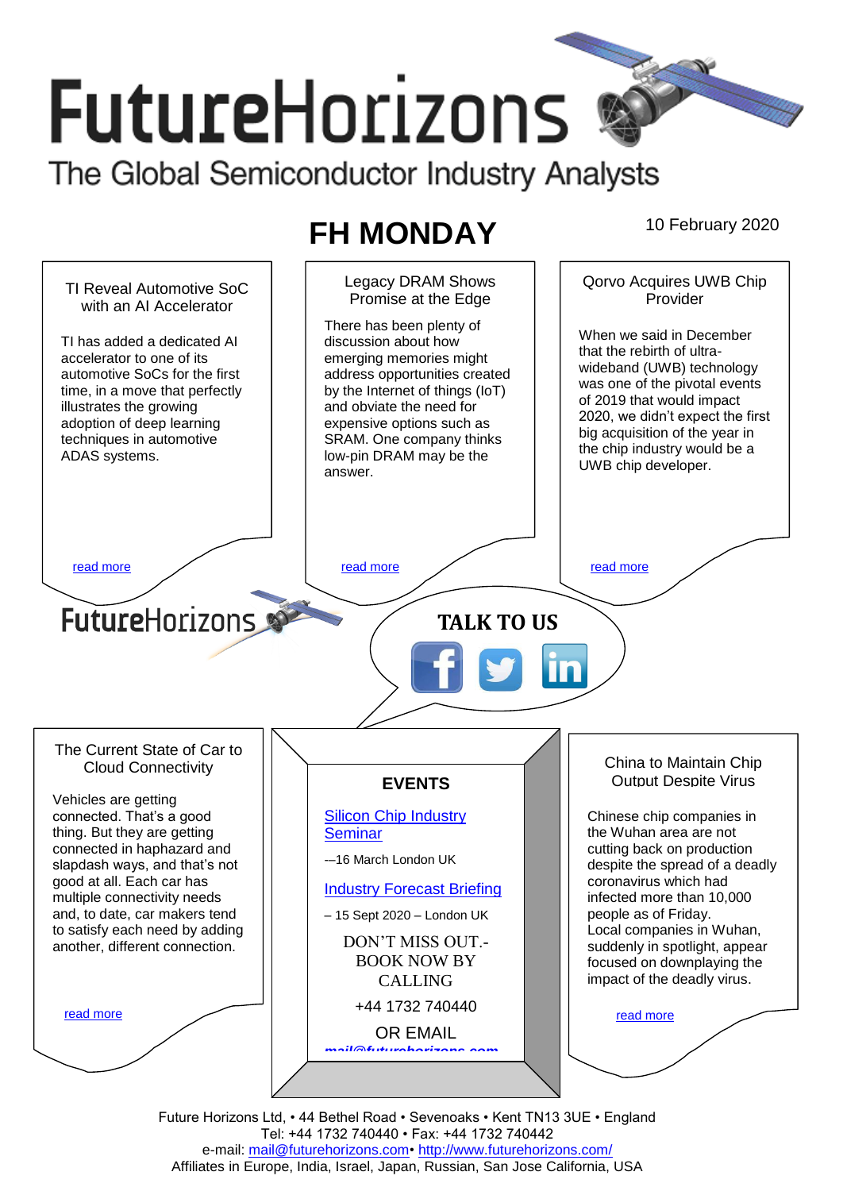# FutureHorizons

The Global Semiconductor Industry Analysts

## FH MONDAY

10 February 2020

### TI Reveal Automotive SoC with an AI Accelerator

TI has added a dedicated AI accelerator to one of its automotive SoCs for the first time, in a move that perfectly illustrates the growing adoption of deep learning techniques in automotive ADAS systems.

read more

### Legacy DRAM Shows Promise at the Edge

There has been plenty of discussion about how emerging memories might address opportunities created by the Internet of things (IoT) and obviate the need for expensive options such as SRAM. One company thinks low-pin DRAM may be the answer.

read more

### Qorvo Acquires UWB Chip Provider

When we said in December that the rebirth of ultra-wideband (UWB) technology was one of the pivotal events of 2019 that would impact 2020, we didn't expect the first big acquisition of the year in the chip industry would be a UWB chip developer.

read more

FutureHorizons

**TALK TO US**

### The Current State of Car to Cloud Connectivity

Vehicles are getting connected. That's a good thing. But they are getting connected in haphazard and slapdash ways, and that's not good at all. Each car has multiple connectivity needs and, to date, car makers tend to satisfy each need by adding another, different connection.

read more

### EVENTS

Silicon Chip Industry Seminar

–-16 March London UK

Industry Forecast Briefing

– 15 Sept 2020 – London UK

DON'T MISS OUT.- BOOK NOW BY CALLING

+44 1732 740440

OR EMAIL

mail@futurehorizons.com

### China to Maintain Chip Output Despite Virus

Chinese chip companies in the Wuhan area are not cutting back on production despite the spread of a deadly coronavirus which had infected more than 10,000 people as of Friday. Local companies in Wuhan, suddenly in spotlight, appear focused on downplaying the impact of the deadly virus.

read more

Future Horizons Ltd, • 44 Bethel Road • Sevenoaks • Kent TN13 3UE • England
Tel: +44 1732 740440 • Fax: +44 1732 740442
e-mail: mail@futurehorizons.com• http://www.futurehorizons.com/
Affiliates in Europe, India, Israel, Japan, Russian, San Jose California, USA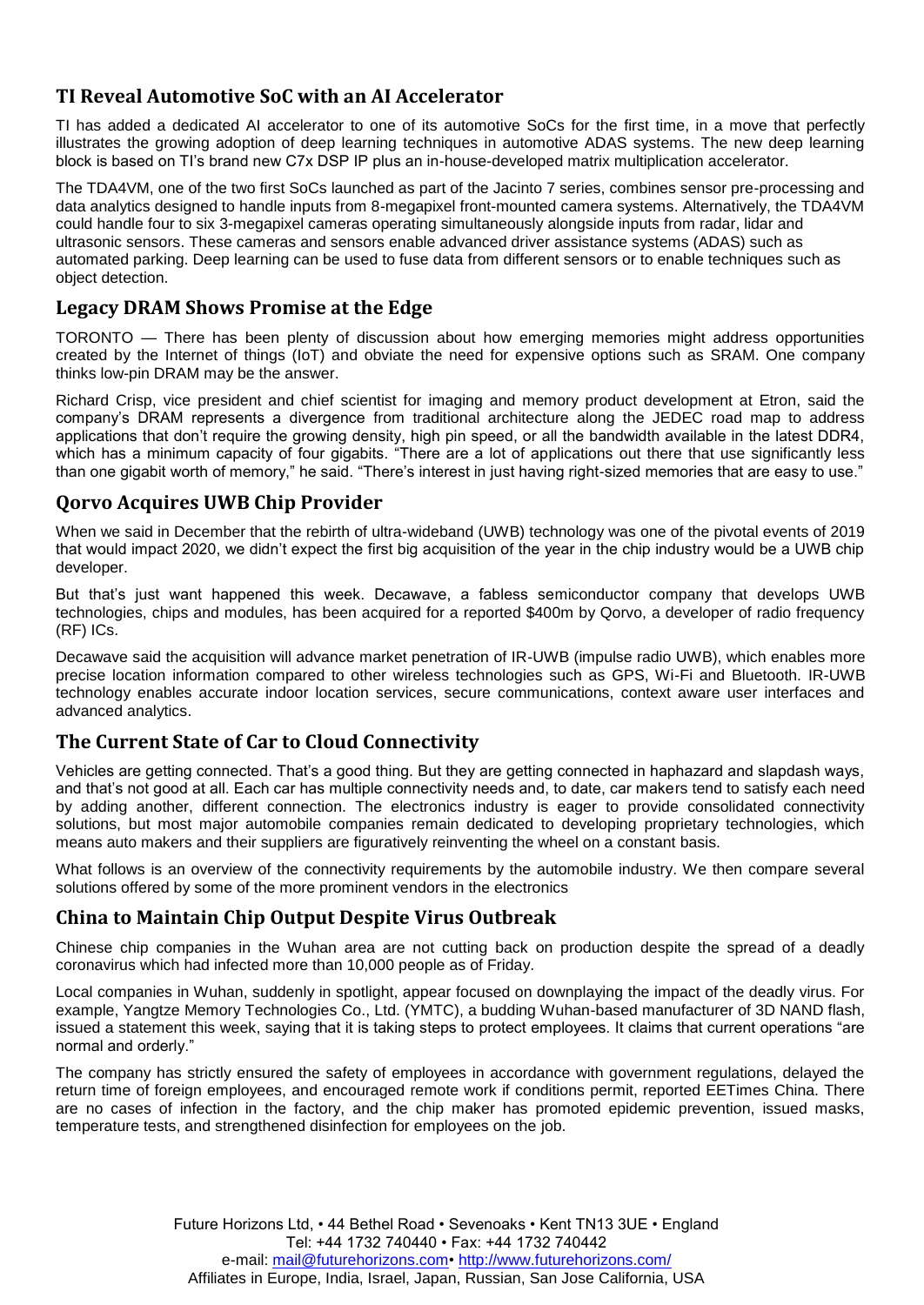## TI Reveal Automotive SoC with an AI Accelerator

TI has added a dedicated AI accelerator to one of its automotive SoCs for the first time, in a move that perfectly illustrates the growing adoption of deep learning techniques in automotive ADAS systems. The new deep learning block is based on TI's brand new C7x DSP IP plus an in-house-developed matrix multiplication accelerator.

The TDA4VM, one of the two first SoCs launched as part of the Jacinto 7 series, combines sensor pre-processing and data analytics designed to handle inputs from 8-megapixel front-mounted camera systems. Alternatively, the TDA4VM could handle four to six 3-megapixel cameras operating simultaneously alongside inputs from radar, lidar and ultrasonic sensors. These cameras and sensors enable advanced driver assistance systems (ADAS) such as automated parking. Deep learning can be used to fuse data from different sensors or to enable techniques such as object detection.

## Legacy DRAM Shows Promise at the Edge

TORONTO — There has been plenty of discussion about how emerging memories might address opportunities created by the Internet of things (IoT) and obviate the need for expensive options such as SRAM. One company thinks low-pin DRAM may be the answer.

Richard Crisp, vice president and chief scientist for imaging and memory product development at Etron, said the company's DRAM represents a divergence from traditional architecture along the JEDEC road map to address applications that don't require the growing density, high pin speed, or all the bandwidth available in the latest DDR4, which has a minimum capacity of four gigabits. "There are a lot of applications out there that use significantly less than one gigabit worth of memory," he said. "There's interest in just having right-sized memories that are easy to use."

## Qorvo Acquires UWB Chip Provider

When we said in December that the rebirth of ultra-wideband (UWB) technology was one of the pivotal events of 2019 that would impact 2020, we didn't expect the first big acquisition of the year in the chip industry would be a UWB chip developer.

But that's just want happened this week. Decawave, a fabless semiconductor company that develops UWB technologies, chips and modules, has been acquired for a reported $400m by Qorvo, a developer of radio frequency (RF) ICs.

Decawave said the acquisition will advance market penetration of IR-UWB (impulse radio UWB), which enables more precise location information compared to other wireless technologies such as GPS, Wi-Fi and Bluetooth. IR-UWB technology enables accurate indoor location services, secure communications, context aware user interfaces and advanced analytics.

## The Current State of Car to Cloud Connectivity

Vehicles are getting connected. That's a good thing. But they are getting connected in haphazard and slapdash ways, and that's not good at all. Each car has multiple connectivity needs and, to date, car makers tend to satisfy each need by adding another, different connection. The electronics industry is eager to provide consolidated connectivity solutions, but most major automobile companies remain dedicated to developing proprietary technologies, which means auto makers and their suppliers are figuratively reinventing the wheel on a constant basis.

What follows is an overview of the connectivity requirements by the automobile industry. We then compare several solutions offered by some of the more prominent vendors in the electronics

## China to Maintain Chip Output Despite Virus Outbreak

Chinese chip companies in the Wuhan area are not cutting back on production despite the spread of a deadly coronavirus which had infected more than 10,000 people as of Friday.

Local companies in Wuhan, suddenly in spotlight, appear focused on downplaying the impact of the deadly virus. For example, Yangtze Memory Technologies Co., Ltd. (YMTC), a budding Wuhan-based manufacturer of 3D NAND flash, issued a statement this week, saying that it is taking steps to protect employees. It claims that current operations "are normal and orderly."

The company has strictly ensured the safety of employees in accordance with government regulations, delayed the return time of foreign employees, and encouraged remote work if conditions permit, reported EETimes China. There are no cases of infection in the factory, and the chip maker has promoted epidemic prevention, issued masks, temperature tests, and strengthened disinfection for employees on the job.

Future Horizons Ltd, • 44 Bethel Road • Sevenoaks • Kent TN13 3UE • England
Tel: +44 1732 740440 • Fax: +44 1732 740442
e-mail: mail@futurehorizons.com• http://www.futurehorizons.com/
Affiliates in Europe, India, Israel, Japan, Russian, San Jose California, USA